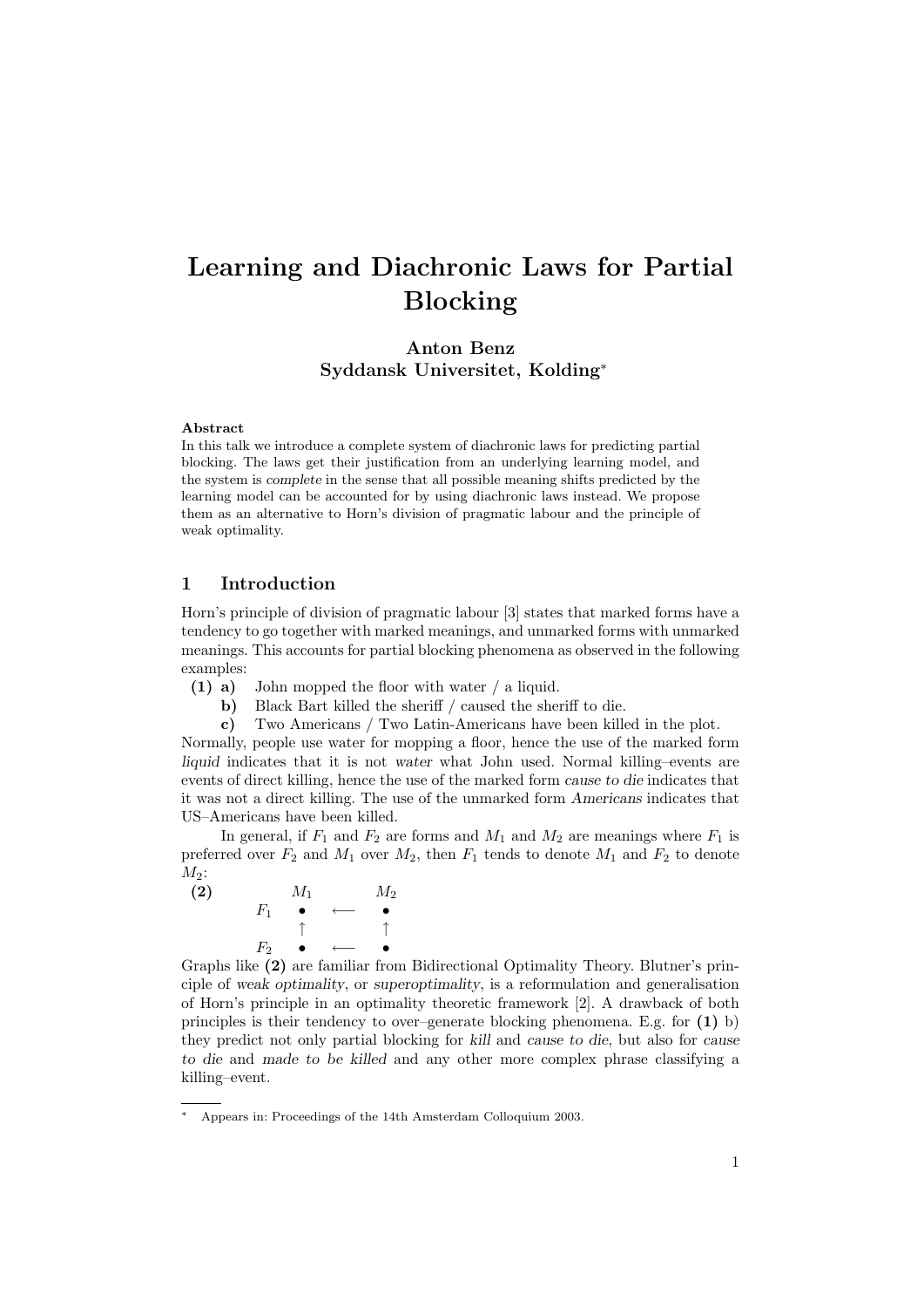# Learning and Diachronic Laws for Partial Blocking

**Anton Benz**
**Syddansk Universitet, Kolding***

**Abstract**

In this talk we introduce a complete system of diachronic laws for predicting partial blocking. The laws get their justification from an underlying learning model, and the system is *complete* in the sense that all possible meaning shifts predicted by the learning model can be accounted for by using diachronic laws instead. We propose them as an alternative to Horn's division of pragmatic labour and the principle of weak optimality.

## 1 Introduction

Horn's principle of division of pragmatic labour [3] states that marked forms have a tendency to go together with marked meanings, and unmarked forms with unmarked meanings. This accounts for partial blocking phenomena as observed in the following examples:

**(1) a)** John mopped the floor with water / a liquid.
**b)** Black Bart killed the sheriff / caused the sheriff to die.
**c)** Two Americans / Two Latin-Americans have been killed in the plot.

Normally, people use water for mopping a floor, hence the use of the marked form *liquid* indicates that it is not *water* what John used. Normal killing–events are events of direct killing, hence the use of the marked form *cause to die* indicates that it was not a direct killing. The use of the unmarked form *Americans* indicates that US–Americans have been killed.

In general, if $F_1$ and $F_2$ are forms and $M_1$ and $M_2$ are meanings where $F_1$ is preferred over $F_2$ and $M_1$ over $M_2$, then $F_1$ tends to denote $M_1$ and $F_2$ to denote $M_2$:

**(2)**

$$
\begin{array}{ccccc}
 & M_1 & & M_2 \\
F_1 & \bullet & \longleftarrow & \bullet \\
 & \uparrow & & \uparrow \\
F_2 & \bullet & \longleftarrow & \bullet
\end{array}
$$

Graphs like **(2)** are familiar from Bidirectional Optimality Theory. Blutner's principle of *weak optimality*, or *superoptimality*, is a reformulation and generalisation of Horn's principle in an optimality theoretic framework [2]. A drawback of both principles is their tendency to over–generate blocking phenomena. E.g. for **(1)** b) they predict not only partial blocking for *kill* and *cause to die*, but also for *cause to die* and *made to be killed* and any other more complex phrase classifying a killing–event.

---

\* Appears in: Proceedings of the 14th Amsterdam Colloquium 2003.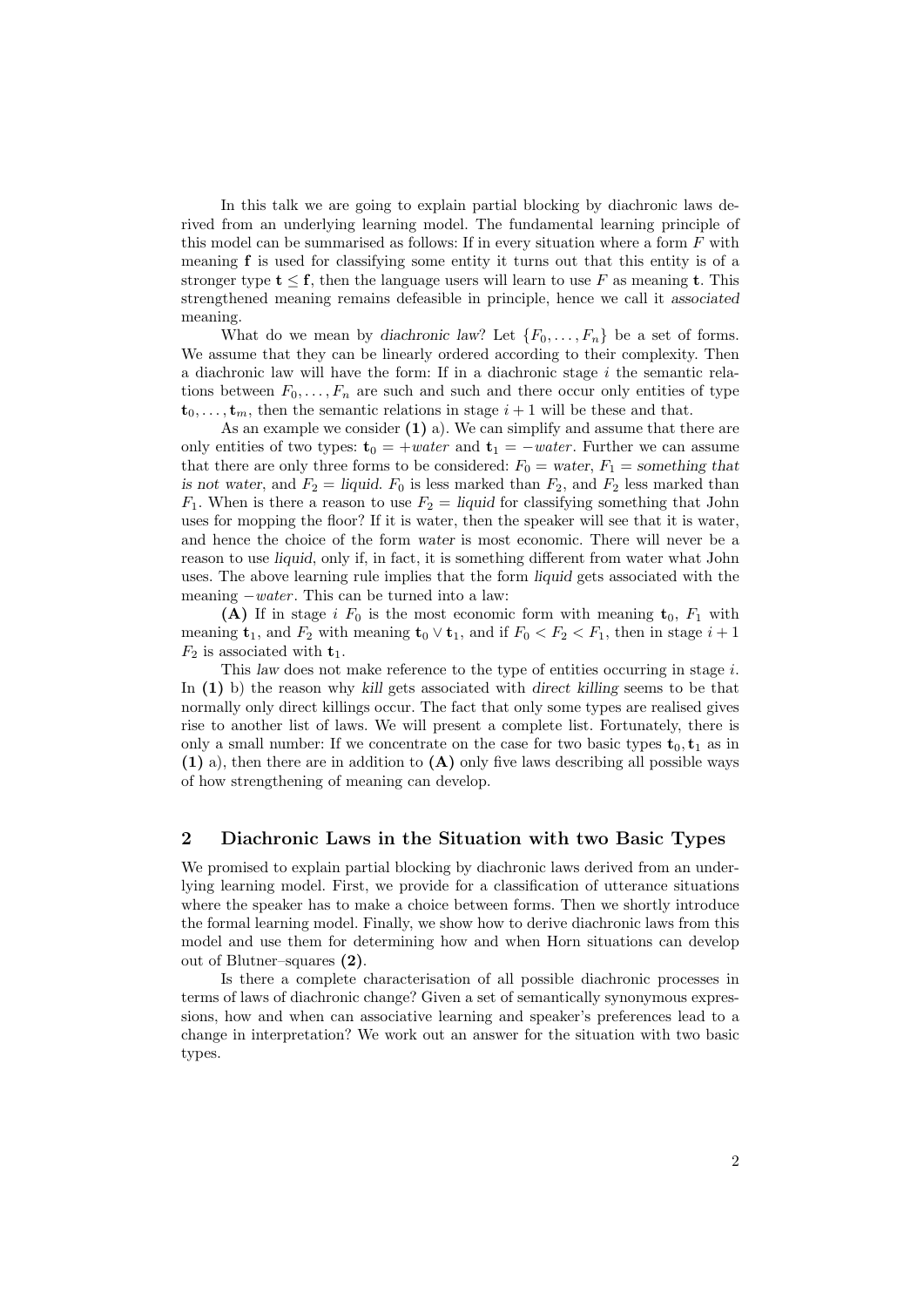In this talk we are going to explain partial blocking by diachronic laws derived from an underlying learning model. The fundamental learning principle of this model can be summarised as follows: If in every situation where a form $F$ with meaning $\mathbf{f}$ is used for classifying some entity it turns out that this entity is of a stronger type $\mathbf{t} \leq \mathbf{f}$, then the language users will learn to use $F$ as meaning $\mathbf{t}$. This strengthened meaning remains defeasible in principle, hence we call it *associated* meaning.

What do we mean by *diachronic law*? Let $\{F_0, \ldots, F_n\}$ be a set of forms. We assume that they can be linearly ordered according to their complexity. Then a diachronic law will have the form: If in a diachronic stage $i$ the semantic relations between $F_0, \ldots, F_n$ are such and such and there occur only entities of type $\mathbf{t}_0, \ldots, \mathbf{t}_m$, then the semantic relations in stage $i+1$ will be these and that.

As an example we consider **(1)** a). We can simplify and assume that there are only entities of two types: $\mathbf{t}_0 = +water$ and $\mathbf{t}_1 = -water$. Further we can assume that there are only three forms to be considered: $F_0 =$ *water*, $F_1 =$ *something that is not water*, and $F_2 =$ *liquid*. $F_0$ is less marked than $F_2$, and $F_2$ less marked than $F_1$. When is there a reason to use $F_2 =$ *liquid* for classifying something that John uses for mopping the floor? If it is water, then the speaker will see that it is water, and hence the choice of the form *water* is most economic. There will never be a reason to use *liquid*, only if, in fact, it is something different from water what John uses. The above learning rule implies that the form *liquid* gets associated with the meaning $-water$. This can be turned into a law:

**(A)** If in stage $i$ $F_0$ is the most economic form with meaning $\mathbf{t}_0$, $F_1$ with meaning $\mathbf{t}_1$, and $F_2$ with meaning $\mathbf{t}_0 \vee \mathbf{t}_1$, and if $F_0 < F_2 < F_1$, then in stage $i+1$ $F_2$ is associated with $\mathbf{t}_1$.

This *law* does not make reference to the type of entities occurring in stage $i$. In **(1)** b) the reason why *kill* gets associated with *direct killing* seems to be that normally only direct killings occur. The fact that only some types are realised gives rise to another list of laws. We will present a complete list. Fortunately, there is only a small number: If we concentrate on the case for two basic types $\mathbf{t}_0, \mathbf{t}_1$ as in **(1)** a), then there are in addition to **(A)** only five laws describing all possible ways of how strengthening of meaning can develop.

## 2 Diachronic Laws in the Situation with two Basic Types

We promised to explain partial blocking by diachronic laws derived from an underlying learning model. First, we provide for a classification of utterance situations where the speaker has to make a choice between forms. Then we shortly introduce the formal learning model. Finally, we show how to derive diachronic laws from this model and use them for determining how and when Horn situations can develop out of Blutner–squares **(2)**.

Is there a complete characterisation of all possible diachronic processes in terms of laws of diachronic change? Given a set of semantically synonymous expressions, how and when can associative learning and speaker's preferences lead to a change in interpretation? We work out an answer for the situation with two basic types.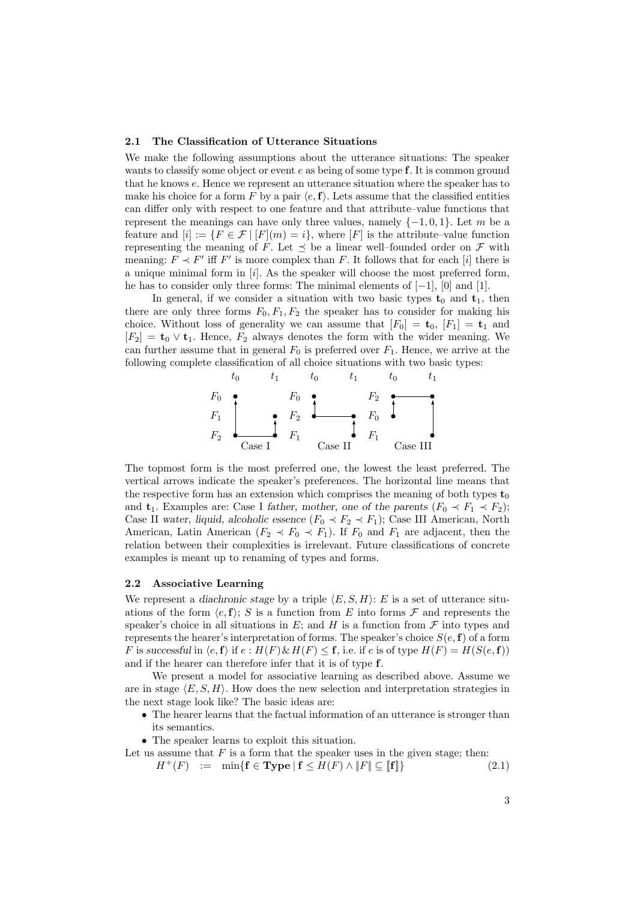### 2.1 The Classification of Utterance Situations

We make the following assumptions about the utterance situations: The speaker wants to classify some object or event $e$ as being of some type $\mathbf{f}$. It is common ground that he knows $e$. Hence we represent an utterance situation where the speaker has to make his choice for a form $F$ by a pair $\langle e, \mathbf{f} \rangle$. Lets assume that the classified entities can differ only with respect to one feature and that attribute–value functions that represent the meanings can have only three values, namely $\{-1, 0, 1\}$. Let $m$ be a feature and $[i] := \{F \in \mathcal{F} \mid [F](m) = i\}$, where $[F]$ is the attribute–value function representing the meaning of $F$. Let $\preceq$ be a linear well–founded order on $\mathcal{F}$ with meaning: $F \prec F'$ iff $F'$ is more complex than $F$. It follows that for each $[i]$ there is a unique minimal form in $[i]$. As the speaker will choose the most preferred form, he has to consider only three forms: The minimal elements of $[-1]$, $[0]$ and $[1]$.

In general, if we consider a situation with two basic types $\mathbf{t}_0$ and $\mathbf{t}_1$, then there are only three forms $F_0, F_1, F_2$ the speaker has to consider for making his choice. Without loss of generality we can assume that $[F_0] = \mathbf{t}_0$, $[F_1] = \mathbf{t}_1$ and $[F_2] = \mathbf{t}_0 \vee \mathbf{t}_1$. Hence, $F_2$ always denotes the form with the wider meaning. We can further assume that in general $F_0$ is preferred over $F_1$. Hence, we arrive at the following complete classification of all choice situations with two basic types:

| | $t_0$ | $t_1$ | | $t_0$ | $t_1$ | | $t_0$ | $t_1$ |
|---|---|---|---|---|---|---|---|---|
| $F_0$ | • | | $F_0$ | • | | $F_2$ | • ——— | • |
| $F_1$ | | • | $F_2$ | • ——— | • | $F_0$ | • | |
| $F_2$ | • ——— | • | $F_1$ | | • | $F_1$ | | • |
| | Case I | | | Case II | | | Case III | |

The topmost form is the most preferred one, the lowest the least preferred. The vertical arrows indicate the speaker's preferences. The horizontal line means that the respective form has an extension which comprises the meaning of both types $\mathbf{t}_0$ and $\mathbf{t}_1$. Examples are: Case I *father, mother, one of the parents* ($F_0 \prec F_1 \prec F_2$); Case II *water, liquid, alcoholic essence* ($F_0 \prec F_2 \prec F_1$); Case III American, North American, Latin American ($F_2 \prec F_0 \prec F_1$). If $F_0$ and $F_1$ are adjacent, then the relation between their complexities is irrelevant. Future classifications of concrete examples is meant up to renaming of types and forms.

### 2.2 Associative Learning

We represent a *diachronic stage* by a triple $\langle E, S, H \rangle$: $E$ is a set of utterance situations of the form $\langle e, \mathbf{f} \rangle$; $S$ is a function from $E$ into forms $\mathcal{F}$ and represents the speaker's choice in all situations in $E$; and $H$ is a function from $\mathcal{F}$ into types and represents the hearer's interpretation of forms. The speaker's choice $S(e, \mathbf{f})$ of a form $F$ is *successful* in $\langle e, \mathbf{f} \rangle$ if $e : H(F) \,\&\, H(F) \leq \mathbf{f}$, i.e. if $e$ is of type $H(F) = H(S(e, \mathbf{f}))$ and if the hearer can therefore infer that it is of type $\mathbf{f}$.

We present a model for associative learning as described above. Assume we are in stage $\langle E, S, H \rangle$. How does the new selection and interpretation strategies in the next stage look like? The basic ideas are:

- The hearer learns that the factual information of an utterance is stronger than its semantics.
- The speaker learns to exploit this situation.

Let us assume that $F$ is a form that the speaker uses in the given stage; then:

$$H^+(F) \quad := \quad \min\{\mathbf{f} \in \mathbf{Type} \mid \mathbf{f} \leq H(F) \wedge \|F\| \subseteq [\![\mathbf{f}]\!]\} \tag{2.1}$$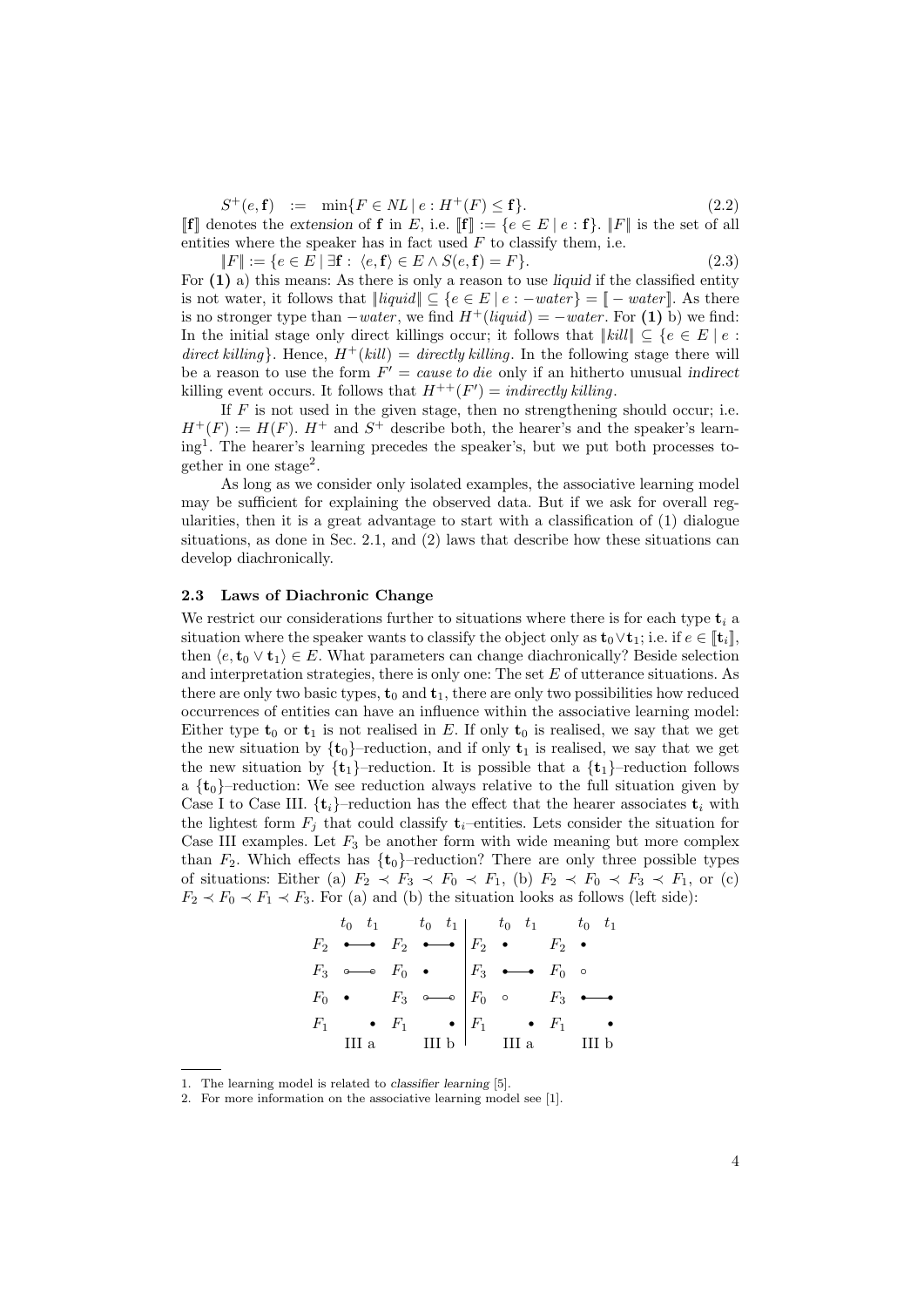$$S^+(e, \mathbf{f}) \;\; := \;\; \min\{F \in NL \mid e : H^+(F) \leq \mathbf{f}\}. \tag{2.2}$$

$[\![\mathbf{f}]\!]$ denotes the *extension* of $\mathbf{f}$ in $E$, i.e. $[\![\mathbf{f}]\!] := \{e \in E \mid e : \mathbf{f}\}$. $\|F\|$ is the set of all entities where the speaker has in fact used $F$ to classify them, i.e.

$$\|F\| := \{e \in E \mid \exists \mathbf{f} : \langle e, \mathbf{f}\rangle \in E \wedge S(e, \mathbf{f}) = F\}. \tag{2.3}$$

For **(1)** a) this means: As there is only a reason to use *liquid* if the classified entity is not water, it follows that $\|liquid\| \subseteq \{e \in E \mid e : -water\} = [\![-water]\!]$. As there is no stronger type than $-water$, we find $H^+(liquid) = -water$. For **(1)** b) we find: In the initial stage only direct killings occur; it follows that $\|kill\| \subseteq \{e \in E \mid e : \textit{direct killing}\}$. Hence, $H^+(kill) = \textit{directly killing}$. In the following stage there will be a reason to use the form $F' = \textit{cause to die}$ only if an hitherto unusual *indirect* killing event occurs. It follows that $H^{++}(F') = \textit{indirectly killing}$.

If $F$ is not used in the given stage, then no strengthening should occur; i.e. $H^+(F) := H(F)$. $H^+$ and $S^+$ describe both, the hearer's and the speaker's learning[1]. The hearer's learning precedes the speaker's, but we put both processes together in one stage[2].

As long as we consider only isolated examples, the associative learning model may be sufficient for explaining the observed data. But if we ask for overall regularities, then it is a great advantage to start with a classification of (1) dialogue situations, as done in Sec. 2.1, and (2) laws that describe how these situations can develop diachronically.

### 2.3 Laws of Diachronic Change

We restrict our considerations further to situations where there is for each type $\mathbf{t}_i$ a situation where the speaker wants to classify the object only as $\mathbf{t}_0 \vee \mathbf{t}_1$; i.e. if $e \in [\![\mathbf{t}_i]\!]$, then $\langle e, \mathbf{t}_0 \vee \mathbf{t}_1\rangle \in E$. What parameters can change diachronically? Beside selection and interpretation strategies, there is only one: The set $E$ of utterance situations. As there are only two basic types, $\mathbf{t}_0$ and $\mathbf{t}_1$, there are only two possibilities how reduced occurrences of entities can have an influence within the associative learning model: Either type $\mathbf{t}_0$ or $\mathbf{t}_1$ is not realised in $E$. If only $\mathbf{t}_0$ is realised, we say that we get the new situation by $\{\mathbf{t}_0\}$–reduction, and if only $\mathbf{t}_1$ is realised, we say that we get the new situation by $\{\mathbf{t}_1\}$–reduction. It is possible that a $\{\mathbf{t}_1\}$–reduction follows a $\{\mathbf{t}_0\}$–reduction: We see reduction always relative to the full situation given by Case I to Case III. $\{\mathbf{t}_i\}$–reduction has the effect that the hearer associates $\mathbf{t}_i$ with the lightest form $F_j$ that could classify $\mathbf{t}_i$–entities. Lets consider the situation for Case III examples. Let $F_3$ be another form with wide meaning but more complex than $F_2$. Which effects has $\{\mathbf{t}_0\}$–reduction? There are only three possible types of situations: Either (a) $F_2 \prec F_3 \prec F_0 \prec F_1$, (b) $F_2 \prec F_0 \prec F_3 \prec F_1$, or (c) $F_2 \prec F_0 \prec F_1 \prec F_3$. For (a) and (b) the situation looks as follows (left side):

| | $t_0$ | $t_1$ | | $t_0$ | $t_1$ | | $t_0$ | $t_1$ | | $t_0$ | $t_1$ |
|---|---|---|---|---|---|---|---|---|---|---|---|
| $F_2$ | • —— | • | $F_2$ | • —— | • | $F_2$ | • | | $F_2$ | • | |
| $F_3$ | ∘ —— | ∘ | $F_0$ | • | | $F_3$ | • —— | • | $F_0$ | ∘ | |
| $F_0$ | • | | $F_3$ | ∘ —— | ∘ | $F_0$ | ∘ | | $F_3$ | • —— | • |
| $F_1$ | | • | $F_1$ | | • | $F_1$ | | • | $F_1$ | | • |
| | III a | | | III b | | | III a | | | III b | |

---

1. The learning model is related to *classifier learning* [5].
2. For more information on the associative learning model see [1].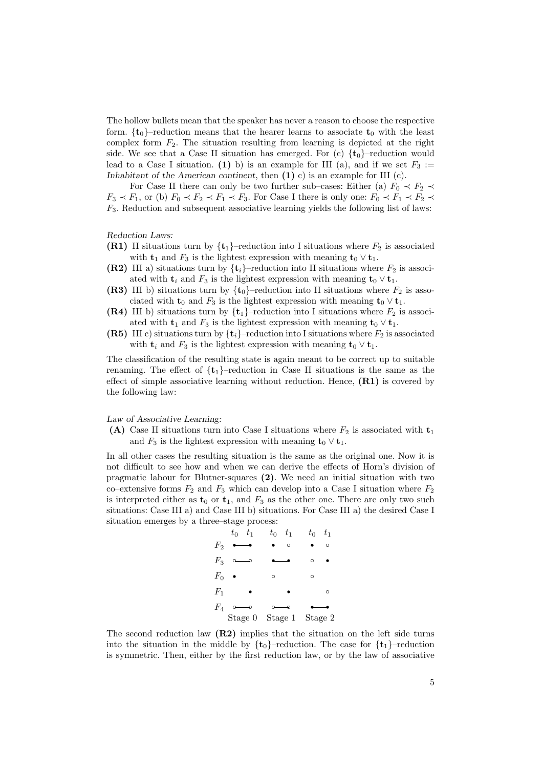The hollow bullets mean that the speaker has never a reason to choose the respective form. $\{\mathbf{t}_0\}$–reduction means that the hearer learns to associate $\mathbf{t}_0$ with the least complex form $F_2$. The situation resulting from learning is depicted at the right side. We see that a Case II situation has emerged. For (c) $\{\mathbf{t}_0\}$–reduction would lead to a Case I situation. **(1)** b) is an example for III (a), and if we set $F_3 :=$ *Inhabitant of the American continent*, then **(1)** c) is an example for III (c).

For Case II there can only be two further sub–cases: Either (a) $F_0 \prec F_2 \prec F_3 \prec F_1$, or (b) $F_0 \prec F_2 \prec F_1 \prec F_3$. For Case I there is only one: $F_0 \prec F_1 \prec F_2 \prec F_3$. Reduction and subsequent associative learning yields the following list of laws:

*Reduction Laws:*

- **(R1)** II situations turn by $\{\mathbf{t}_1\}$–reduction into I situations where $F_2$ is associated with $\mathbf{t}_1$ and $F_3$ is the lightest expression with meaning $\mathbf{t}_0 \vee \mathbf{t}_1$.
- **(R2)** III a) situations turn by $\{\mathbf{t}_i\}$–reduction into II situations where $F_2$ is associated with $\mathbf{t}_i$ and $F_3$ is the lightest expression with meaning $\mathbf{t}_0 \vee \mathbf{t}_1$.
- **(R3)** III b) situations turn by $\{\mathbf{t}_0\}$–reduction into II situations where $F_2$ is associated with $\mathbf{t}_0$ and $F_3$ is the lightest expression with meaning $\mathbf{t}_0 \vee \mathbf{t}_1$.
- **(R4)** III b) situations turn by $\{\mathbf{t}_1\}$–reduction into I situations where $F_2$ is associated with $\mathbf{t}_1$ and $F_3$ is the lightest expression with meaning $\mathbf{t}_0 \vee \mathbf{t}_1$.
- **(R5)** III c) situations turn by $\{\mathbf{t}_i\}$–reduction into I situations where $F_2$ is associated with $\mathbf{t}_i$ and $F_3$ is the lightest expression with meaning $\mathbf{t}_0 \vee \mathbf{t}_1$.

The classification of the resulting state is again meant to be correct up to suitable renaming. The effect of $\{\mathbf{t}_1\}$–reduction in Case II situations is the same as the effect of simple associative learning without reduction. Hence, **(R1)** is covered by the following law:

*Law of Associative Learning:*

- **(A)** Case II situations turn into Case I situations where $F_2$ is associated with $\mathbf{t}_1$ and $F_3$ is the lightest expression with meaning $\mathbf{t}_0 \vee \mathbf{t}_1$.

In all other cases the resulting situation is the same as the original one. Now it is not difficult to see how and when we can derive the effects of Horn's division of pragmatic labour for Blutner-squares **(2)**. We need an initial situation with two co–extensive forms $F_2$ and $F_3$ which can develop into a Case I situation where $F_2$ is interpreted either as $\mathbf{t}_0$ or $\mathbf{t}_1$, and $F_3$ as the other one. There are only two such situations: Case III a) and Case III b) situations. For Case III a) the desired Case I situation emerges by a three–stage process:

| | $t_0$ | $t_1$ | $t_0$ | $t_1$ | $t_0$ | $t_1$ |
|---|---|---|---|---|---|---|
| $F_2$ | ●— | —● | ● | ○ | ● | ○ |
| $F_3$ | ○— | —○ | ●— | —● | ○ | ● |
| $F_0$ | ● | | ○ | | ○ | |
| $F_1$ | | ● | | ● | | ○ |
| $F_4$ | ○— | —○ | ○— | —○ | ●— | —● |
| | Stage 0 | | Stage 1 | | Stage 2 | |

The second reduction law **(R2)** implies that the situation on the left side turns into the situation in the middle by $\{\mathbf{t}_0\}$–reduction. The case for $\{\mathbf{t}_1\}$–reduction is symmetric. Then, either by the first reduction law, or by the law of associative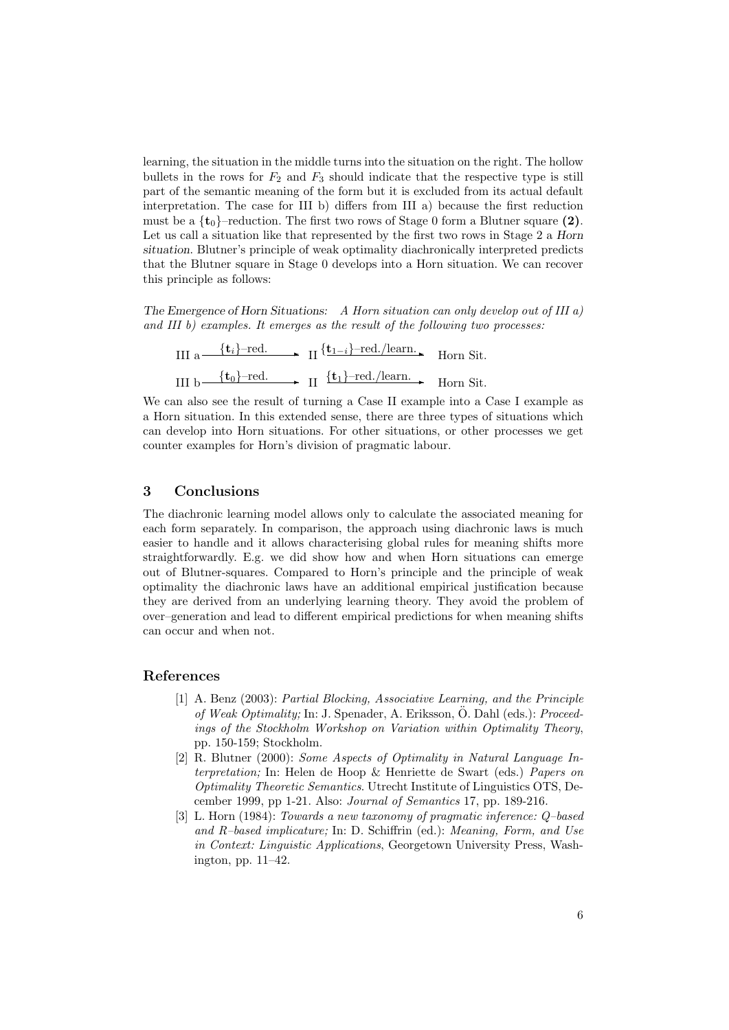learning, the situation in the middle turns into the situation on the right. The hollow bullets in the rows for $F_2$ and $F_3$ should indicate that the respective type is still part of the semantic meaning of the form but it is excluded from its actual default interpretation. The case for III b) differs from III a) because the first reduction must be a $\{\mathbf{t}_0\}$–reduction. The first two rows of Stage 0 form a Blutner square **(2)**. Let us call a situation like that represented by the first two rows in Stage 2 a *Horn situation*. Blutner's principle of weak optimality diachronically interpreted predicts that the Blutner square in Stage 0 develops into a Horn situation. We can recover this principle as follows:

*The Emergence of Horn Situations:* *A Horn situation can only develop out of III a) and III b) examples. It emerges as the result of the following two processes:*

$$\text{III a} \xrightarrow{\{\mathbf{t}_i\}\text{–red.}} \text{II} \xrightarrow{\{\mathbf{t}_{1-i}\}\text{–red./learn.}} \text{Horn Sit.}$$

$$\text{III b} \xrightarrow{\{\mathbf{t}_0\}\text{–red.}} \text{II} \xrightarrow{\{\mathbf{t}_1\}\text{–red./learn.}} \text{Horn Sit.}$$

We can also see the result of turning a Case II example into a Case I example as a Horn situation. In this extended sense, there are three types of situations which can develop into Horn situations. For other situations, or other processes we get counter examples for Horn's division of pragmatic labour.

## 3 Conclusions

The diachronic learning model allows only to calculate the associated meaning for each form separately. In comparison, the approach using diachronic laws is much easier to handle and it allows characterising global rules for meaning shifts more straightforwardly. E.g. we did show how and when Horn situations can emerge out of Blutner-squares. Compared to Horn's principle and the principle of weak optimality the diachronic laws have an additional empirical justification because they are derived from an underlying learning theory. They avoid the problem of over–generation and lead to different empirical predictions for when meaning shifts can occur and when not.

## References

[1] A. Benz (2003): *Partial Blocking, Associative Learning, and the Principle of Weak Optimality;* In: J. Spenader, A. Eriksson, Ö. Dahl (eds.): *Proceedings of the Stockholm Workshop on Variation within Optimality Theory*, pp. 150-159; Stockholm.

[2] R. Blutner (2000): *Some Aspects of Optimality in Natural Language Interpretation;* In: Helen de Hoop & Henriette de Swart (eds.) *Papers on Optimality Theoretic Semantics*. Utrecht Institute of Linguistics OTS, December 1999, pp 1-21. Also: *Journal of Semantics* 17, pp. 189-216.

[3] L. Horn (1984): *Towards a new taxonomy of pragmatic inference: Q–based and R–based implicature;* In: D. Schiffrin (ed.): *Meaning, Form, and Use in Context: Linguistic Applications*, Georgetown University Press, Washington, pp. 11–42.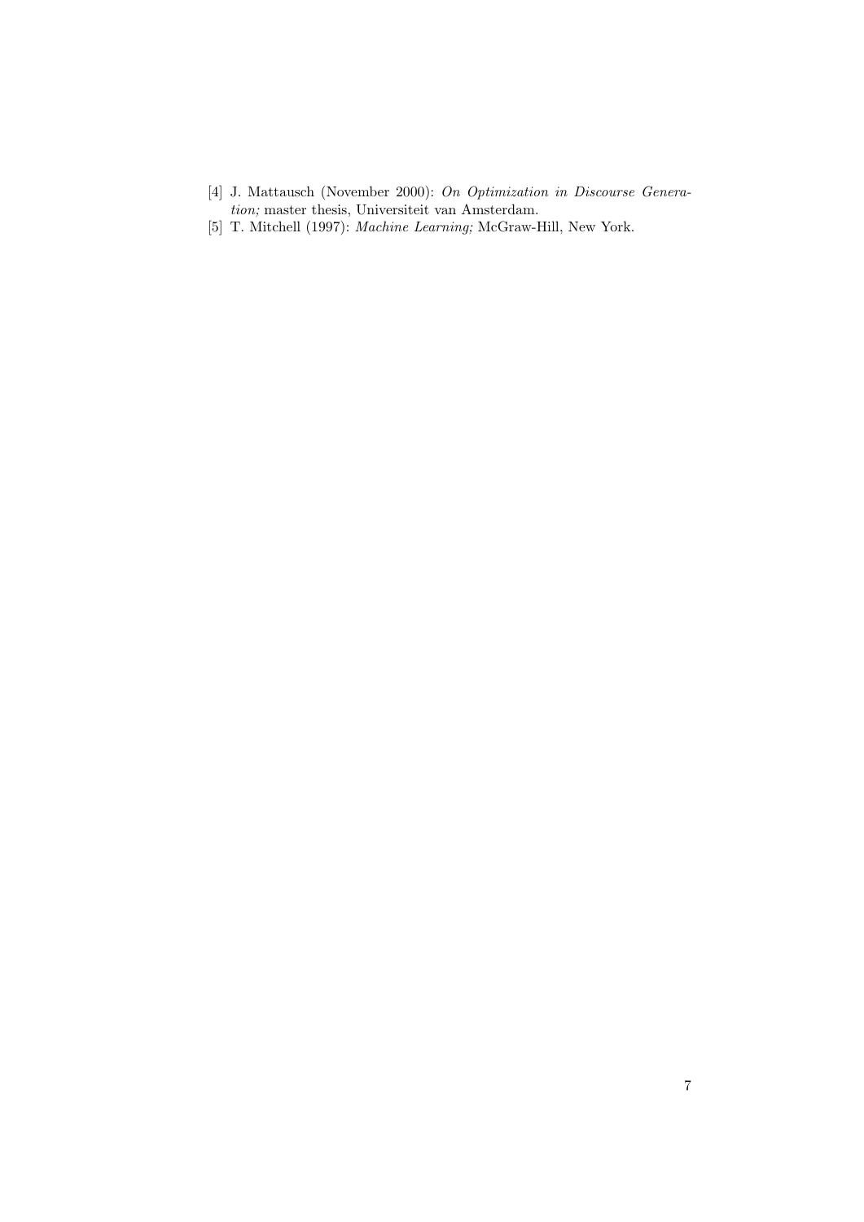[4] J. Mattausch (November 2000): *On Optimization in Discourse Generation;* master thesis, Universiteit van Amsterdam.

[5] T. Mitchell (1997): *Machine Learning;* McGraw-Hill, New York.